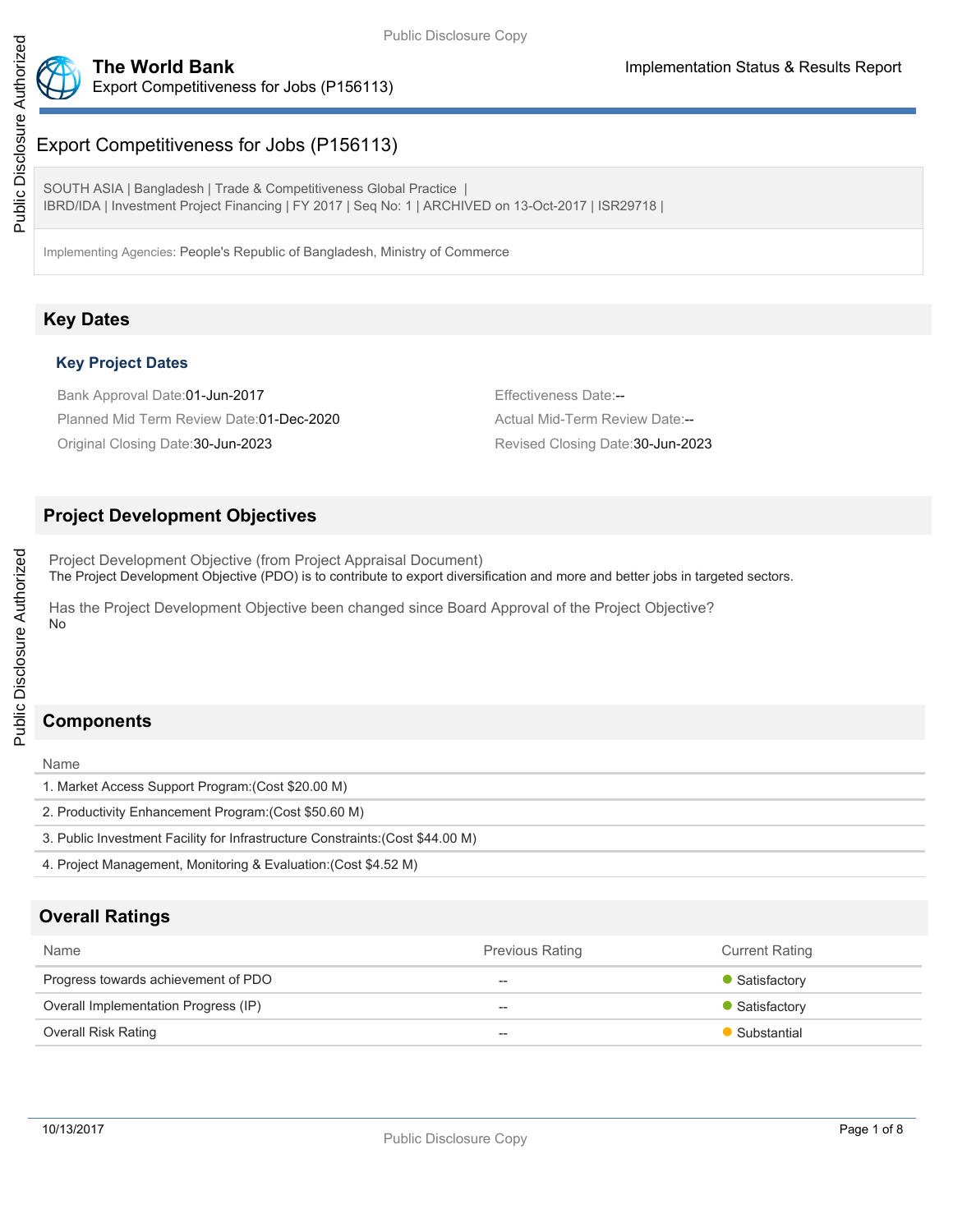# Export Competitiveness for Jobs (P156113)

SOUTH ASIA | Bangladesh | Trade & Competitiveness Global Practice |
IBRD/IDA | Investment Project Financing | FY 2017 | Seq No: 1 | ARCHIVED on 13-Oct-2017 | ISR29718 |

Implementing Agencies: People's Republic of Bangladesh, Ministry of Commerce

## Key Dates

### Key Project Dates

Bank Approval Date:01-Jun-2017

Effectiveness Date:--

Planned Mid Term Review Date:01-Dec-2020

Actual Mid-Term Review Date:--

Original Closing Date:30-Jun-2023

Revised Closing Date:30-Jun-2023

## Project Development Objectives

Project Development Objective (from Project Appraisal Document)

The Project Development Objective (PDO) is to contribute to export diversification and more and better jobs in targeted sectors.

Has the Project Development Objective been changed since Board Approval of the Project Objective?

No

## Components

| Name |
| --- |
| 1. Market Access Support Program:(Cost $20.00 M) |
| 2. Productivity Enhancement Program:(Cost $50.60 M) |
| 3. Public Investment Facility for Infrastructure Constraints:(Cost $44.00 M) |
| 4. Project Management, Monitoring & Evaluation:(Cost $4.52 M) |

## Overall Ratings

| Name | Previous Rating | Current Rating |
| --- | --- | --- |
| Progress towards achievement of PDO | -- | Satisfactory |
| Overall Implementation Progress (IP) | -- | Satisfactory |
| Overall Risk Rating | -- | Substantial |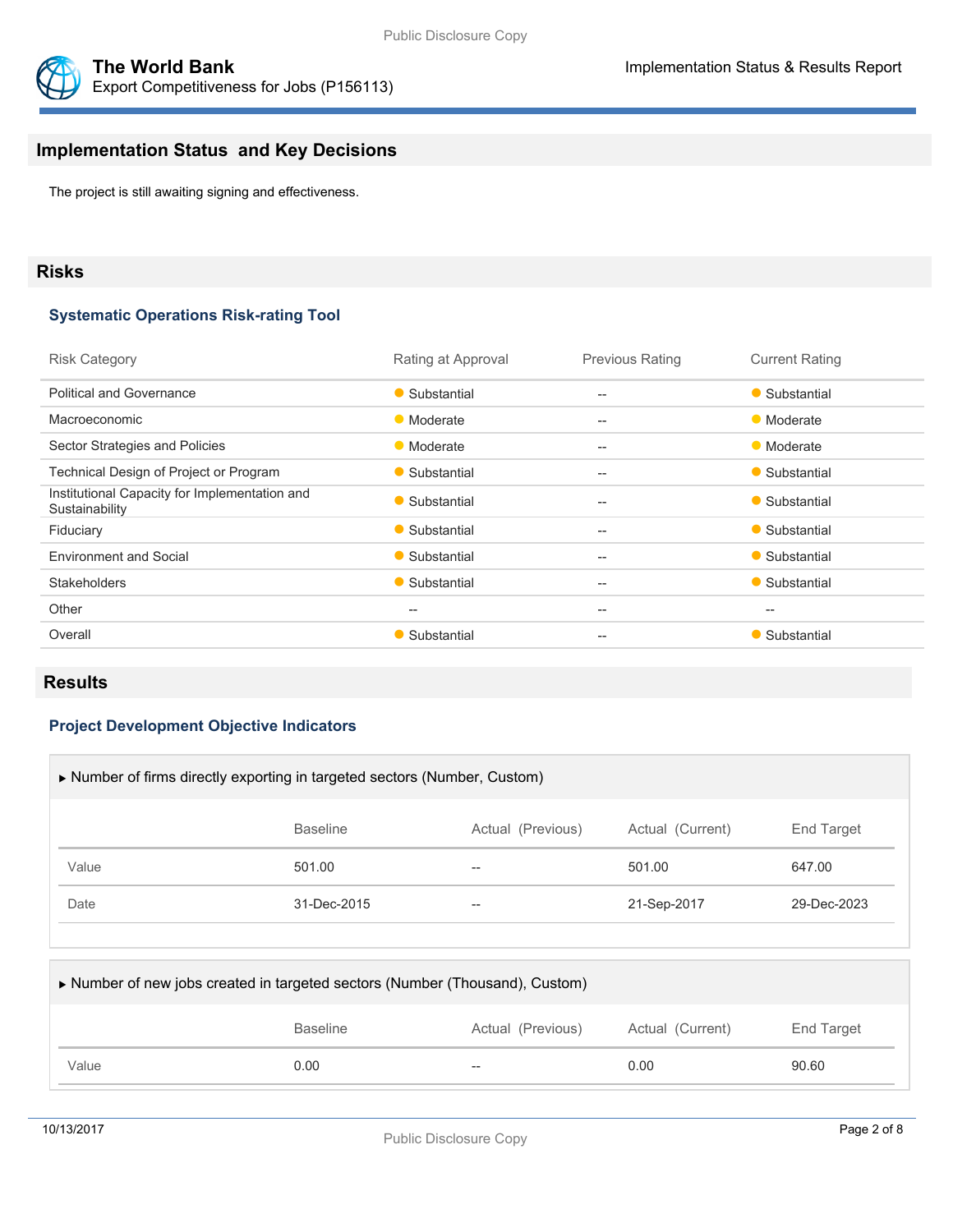## Implementation Status and Key Decisions

The project is still awaiting signing and effectiveness.

## Risks

### Systematic Operations Risk-rating Tool

| Risk Category | Rating at Approval | Previous Rating | Current Rating |
|---|---|---|---|
| Political and Governance | Substantial | -- | Substantial |
| Macroeconomic | Moderate | -- | Moderate |
| Sector Strategies and Policies | Moderate | -- | Moderate |
| Technical Design of Project or Program | Substantial | -- | Substantial |
| Institutional Capacity for Implementation and Sustainability | Substantial | -- | Substantial |
| Fiduciary | Substantial | -- | Substantial |
| Environment and Social | Substantial | -- | Substantial |
| Stakeholders | Substantial | -- | Substantial |
| Other | -- | -- | -- |
| Overall | Substantial | -- | Substantial |

## Results

### Project Development Objective Indicators

▶ Number of firms directly exporting in targeted sectors (Number, Custom)

| | Baseline | Actual (Previous) | Actual (Current) | End Target |
|---|---|---|---|---|
| Value | 501.00 | -- | 501.00 | 647.00 |
| Date | 31-Dec-2015 | -- | 21-Sep-2017 | 29-Dec-2023 |

▶ Number of new jobs created in targeted sectors (Number (Thousand), Custom)

| | Baseline | Actual (Previous) | Actual (Current) | End Target |
|---|---|---|---|---|
| Value | 0.00 | -- | 0.00 | 90.60 |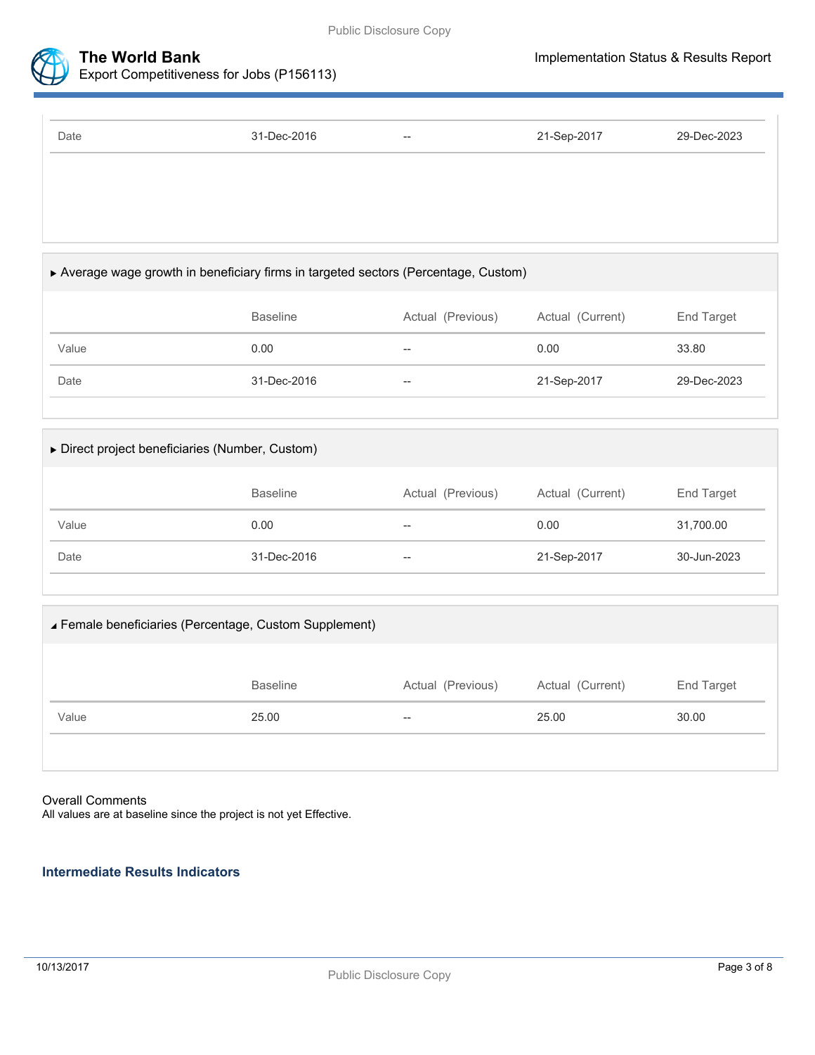| | Baseline | Actual (Previous) | Actual (Current) | End Target |
|---|---|---|---|---|
| Date | 31-Dec-2016 | -- | 21-Sep-2017 | 29-Dec-2023 |

▶ Average wage growth in beneficiary firms in targeted sectors (Percentage, Custom)

| | Baseline | Actual (Previous) | Actual (Current) | End Target |
|---|---|---|---|---|
| Value | 0.00 | -- | 0.00 | 33.80 |
| Date | 31-Dec-2016 | -- | 21-Sep-2017 | 29-Dec-2023 |

▶ Direct project beneficiaries (Number, Custom)

| | Baseline | Actual (Previous) | Actual (Current) | End Target |
|---|---|---|---|---|
| Value | 0.00 | -- | 0.00 | 31,700.00 |
| Date | 31-Dec-2016 | -- | 21-Sep-2017 | 30-Jun-2023 |

◢ Female beneficiaries (Percentage, Custom Supplement)

| | Baseline | Actual (Previous) | Actual (Current) | End Target |
|---|---|---|---|---|
| Value | 25.00 | -- | 25.00 | 30.00 |

Overall Comments

All values are at baseline since the project is not yet Effective.

### Intermediate Results Indicators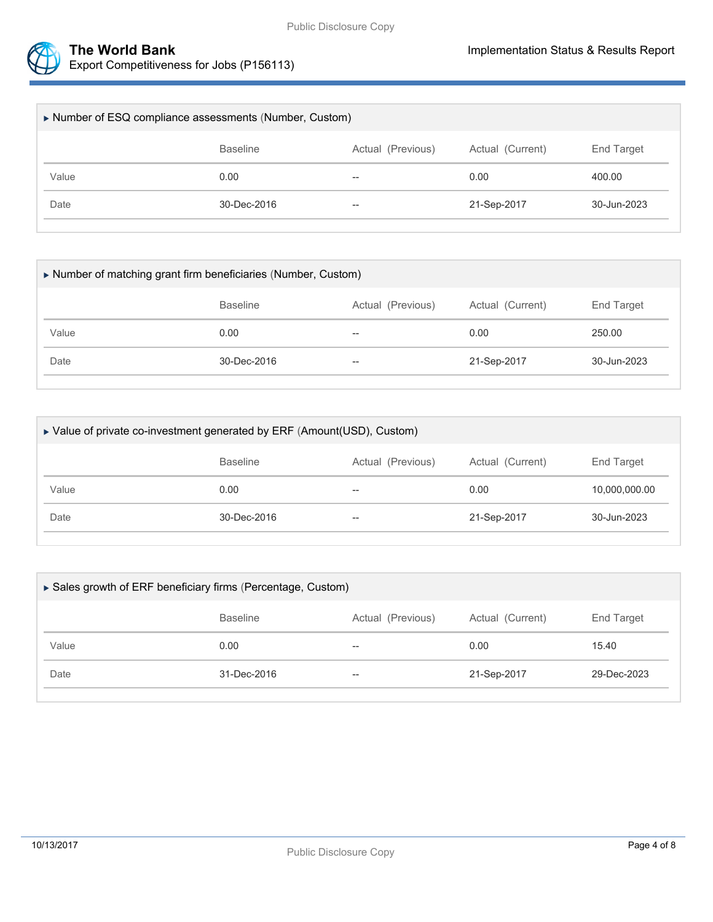▸ Number of ESQ compliance assessments (Number, Custom)

| | Baseline | Actual (Previous) | Actual (Current) | End Target |
|---|---|---|---|---|
| Value | 0.00 | -- | 0.00 | 400.00 |
| Date | 30-Dec-2016 | -- | 21-Sep-2017 | 30-Jun-2023 |

▸ Number of matching grant firm beneficiaries (Number, Custom)

| | Baseline | Actual (Previous) | Actual (Current) | End Target |
|---|---|---|---|---|
| Value | 0.00 | -- | 0.00 | 250.00 |
| Date | 30-Dec-2016 | -- | 21-Sep-2017 | 30-Jun-2023 |

▸ Value of private co-investment generated by ERF (Amount(USD), Custom)

| | Baseline | Actual (Previous) | Actual (Current) | End Target |
|---|---|---|---|---|
| Value | 0.00 | -- | 0.00 | 10,000,000.00 |
| Date | 30-Dec-2016 | -- | 21-Sep-2017 | 30-Jun-2023 |

▸ Sales growth of ERF beneficiary firms (Percentage, Custom)

| | Baseline | Actual (Previous) | Actual (Current) | End Target |
|---|---|---|---|---|
| Value | 0.00 | -- | 0.00 | 15.40 |
| Date | 31-Dec-2016 | -- | 21-Sep-2017 | 29-Dec-2023 |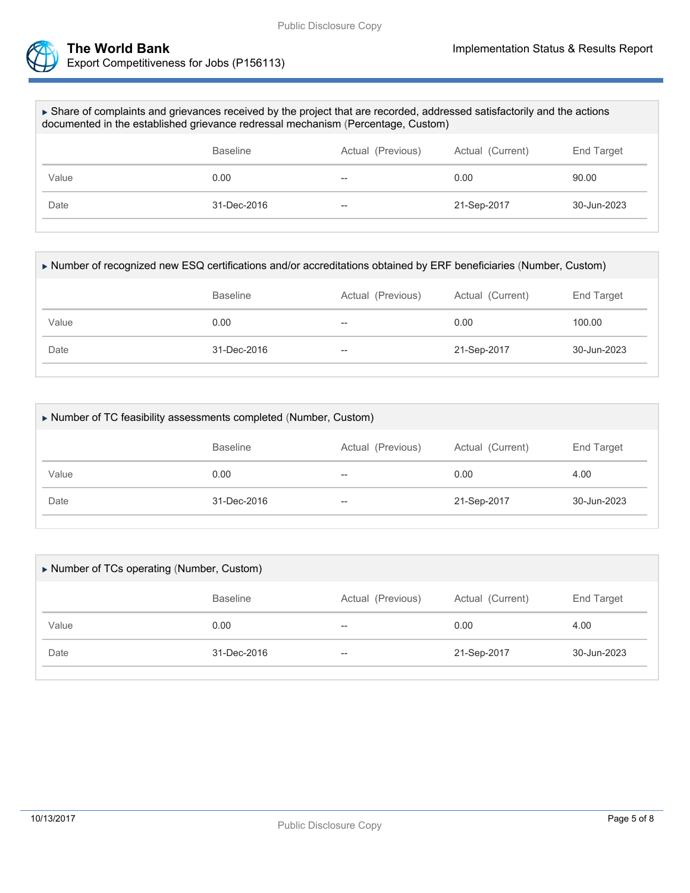▶ Share of complaints and grievances received by the project that are recorded, addressed satisfactorily and the actions documented in the established grievance redressal mechanism (Percentage, Custom)

| | Baseline | Actual (Previous) | Actual (Current) | End Target |
|---|---|---|---|---|
| Value | 0.00 | -- | 0.00 | 90.00 |
| Date | 31-Dec-2016 | -- | 21-Sep-2017 | 30-Jun-2023 |

▶ Number of recognized new ESQ certifications and/or accreditations obtained by ERF beneficiaries (Number, Custom)

| | Baseline | Actual (Previous) | Actual (Current) | End Target |
|---|---|---|---|---|
| Value | 0.00 | -- | 0.00 | 100.00 |
| Date | 31-Dec-2016 | -- | 21-Sep-2017 | 30-Jun-2023 |

▶ Number of TC feasibility assessments completed (Number, Custom)

| | Baseline | Actual (Previous) | Actual (Current) | End Target |
|---|---|---|---|---|
| Value | 0.00 | -- | 0.00 | 4.00 |
| Date | 31-Dec-2016 | -- | 21-Sep-2017 | 30-Jun-2023 |

▶ Number of TCs operating (Number, Custom)

| | Baseline | Actual (Previous) | Actual (Current) | End Target |
|---|---|---|---|---|
| Value | 0.00 | -- | 0.00 | 4.00 |
| Date | 31-Dec-2016 | -- | 21-Sep-2017 | 30-Jun-2023 |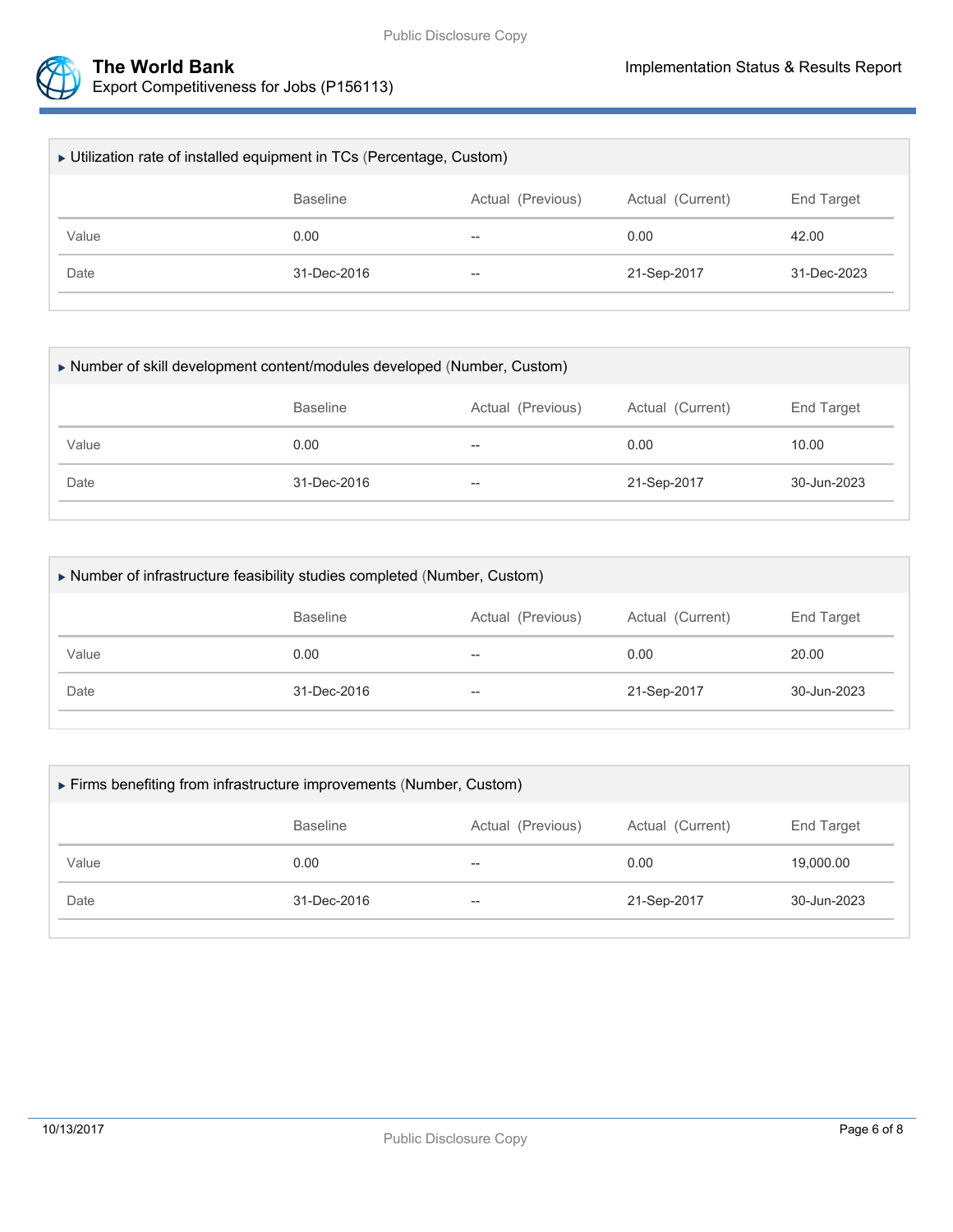▸ Utilization rate of installed equipment in TCs (Percentage, Custom)

| | Baseline | Actual (Previous) | Actual (Current) | End Target |
|---|---|---|---|---|
| Value | 0.00 | -- | 0.00 | 42.00 |
| Date | 31-Dec-2016 | -- | 21-Sep-2017 | 31-Dec-2023 |

▸ Number of skill development content/modules developed (Number, Custom)

| | Baseline | Actual (Previous) | Actual (Current) | End Target |
|---|---|---|---|---|
| Value | 0.00 | -- | 0.00 | 10.00 |
| Date | 31-Dec-2016 | -- | 21-Sep-2017 | 30-Jun-2023 |

▸ Number of infrastructure feasibility studies completed (Number, Custom)

| | Baseline | Actual (Previous) | Actual (Current) | End Target |
|---|---|---|---|---|
| Value | 0.00 | -- | 0.00 | 20.00 |
| Date | 31-Dec-2016 | -- | 21-Sep-2017 | 30-Jun-2023 |

▸ Firms benefiting from infrastructure improvements (Number, Custom)

| | Baseline | Actual (Previous) | Actual (Current) | End Target |
|---|---|---|---|---|
| Value | 0.00 | -- | 0.00 | 19,000.00 |
| Date | 31-Dec-2016 | -- | 21-Sep-2017 | 30-Jun-2023 |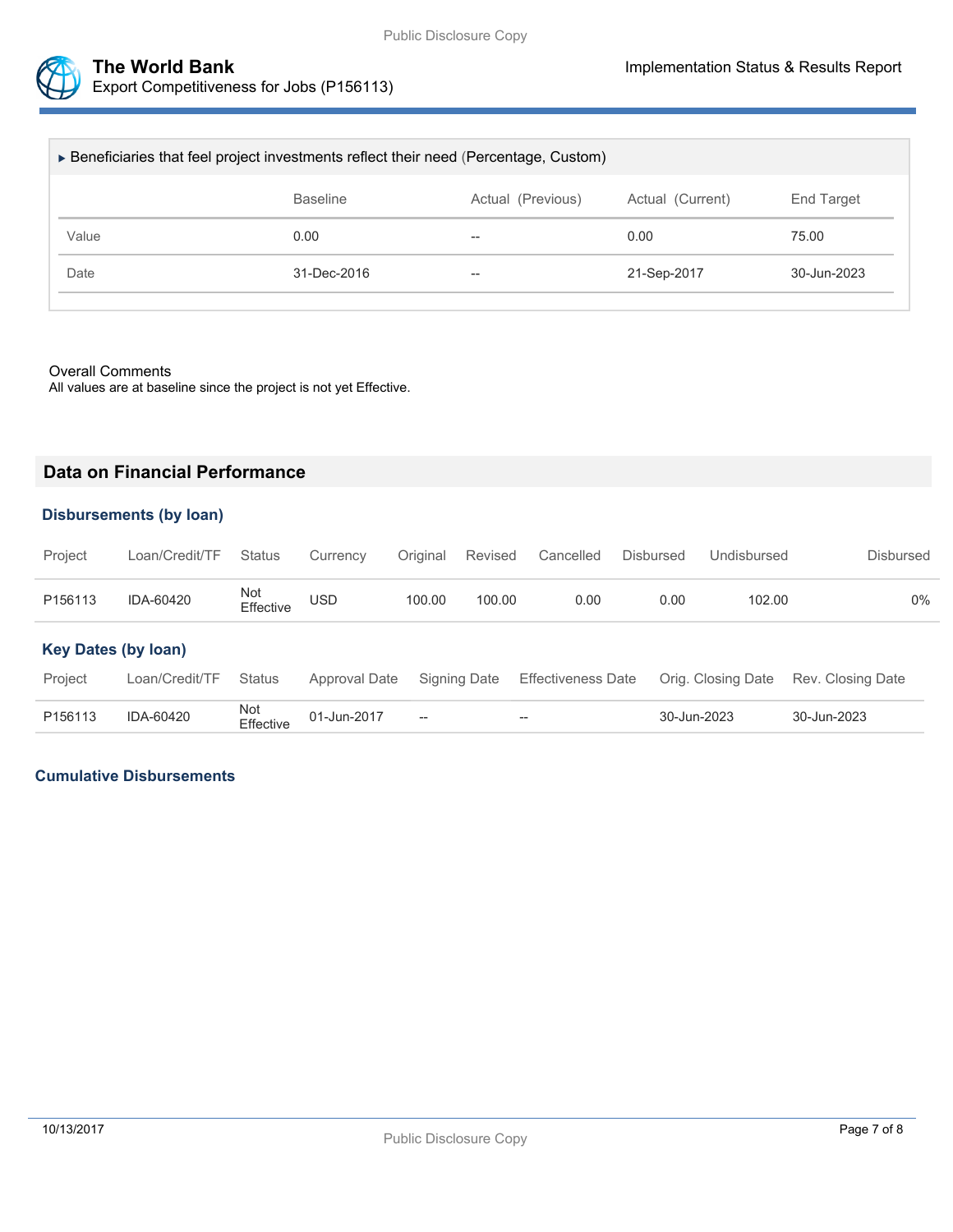### ▸ Beneficiaries that feel project investments reflect their need (Percentage, Custom)

| | Baseline | Actual (Previous) | Actual (Current) | End Target |
|---|---|---|---|---|
| Value | 0.00 | -- | 0.00 | 75.00 |
| Date | 31-Dec-2016 | -- | 21-Sep-2017 | 30-Jun-2023 |

Overall Comments

All values are at baseline since the project is not yet Effective.

## Data on Financial Performance

### Disbursements (by loan)

| Project | Loan/Credit/TF | Status | Currency | Original | Revised | Cancelled | Disbursed | Undisbursed | Disbursed |
|---|---|---|---|---|---|---|---|---|---|
| P156113 | IDA-60420 | Not Effective | USD | 100.00 | 100.00 | 0.00 | 0.00 | 102.00 | 0% |

### Key Dates (by loan)

| Project | Loan/Credit/TF | Status | Approval Date | Signing Date | Effectiveness Date | Orig. Closing Date | Rev. Closing Date |
|---|---|---|---|---|---|---|---|
| P156113 | IDA-60420 | Not Effective | 01-Jun-2017 | -- | -- | 30-Jun-2023 | 30-Jun-2023 |

### Cumulative Disbursements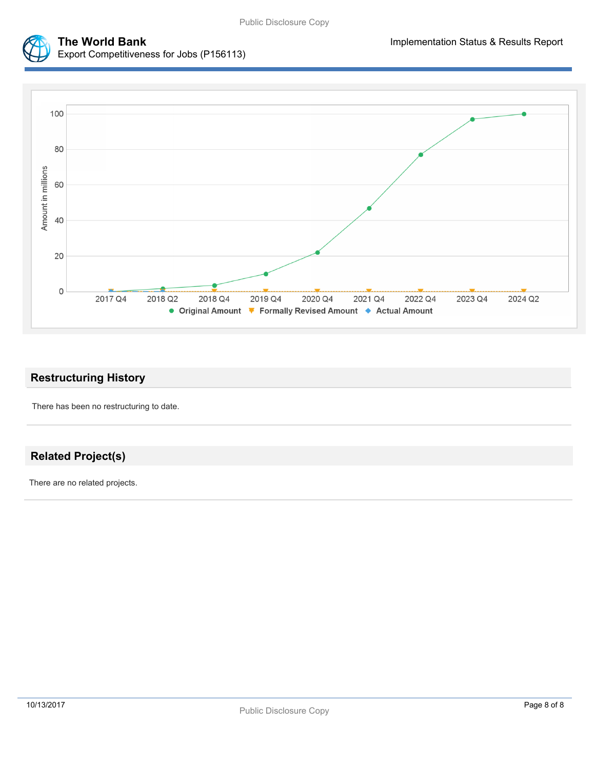Amount in millions

100
80
60
40
20
0

2017 Q4
2018 Q2
2018 Q4
2019 Q4
2020 Q4
2021 Q4
2022 Q4
2023 Q4
2024 Q2

Original Amount
Formally Revised Amount
Actual Amount

## Restructuring History

There has been no restructuring to date.

## Related Project(s)

There are no related projects.